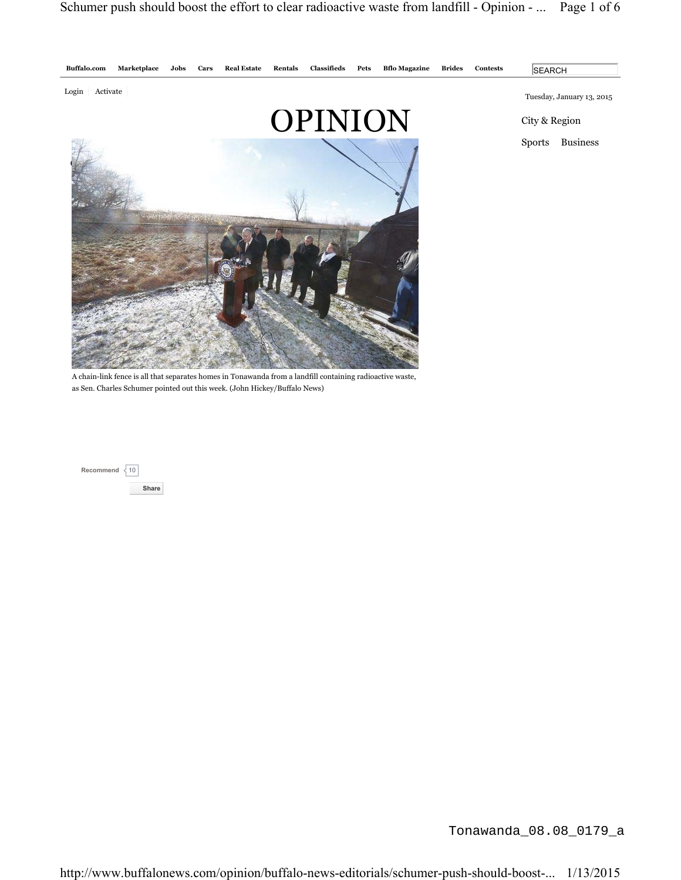Buffalo.com Marketplace Jobs Cars Real Estate Rentals Classifieds Pets Bflo Magazine Brides Contests

Login Activate

Tuesday, January 13, 2015

# OPINION

City & Region

Sports Business

A chain-link fence is all that separates homes in Tonawanda from a landfill containing radioactive waste, as Sen. Charles Schumer pointed out this week. (John Hickey/Buffalo News)

Recommend 10

Share

Tonawanda_08.08_0179_a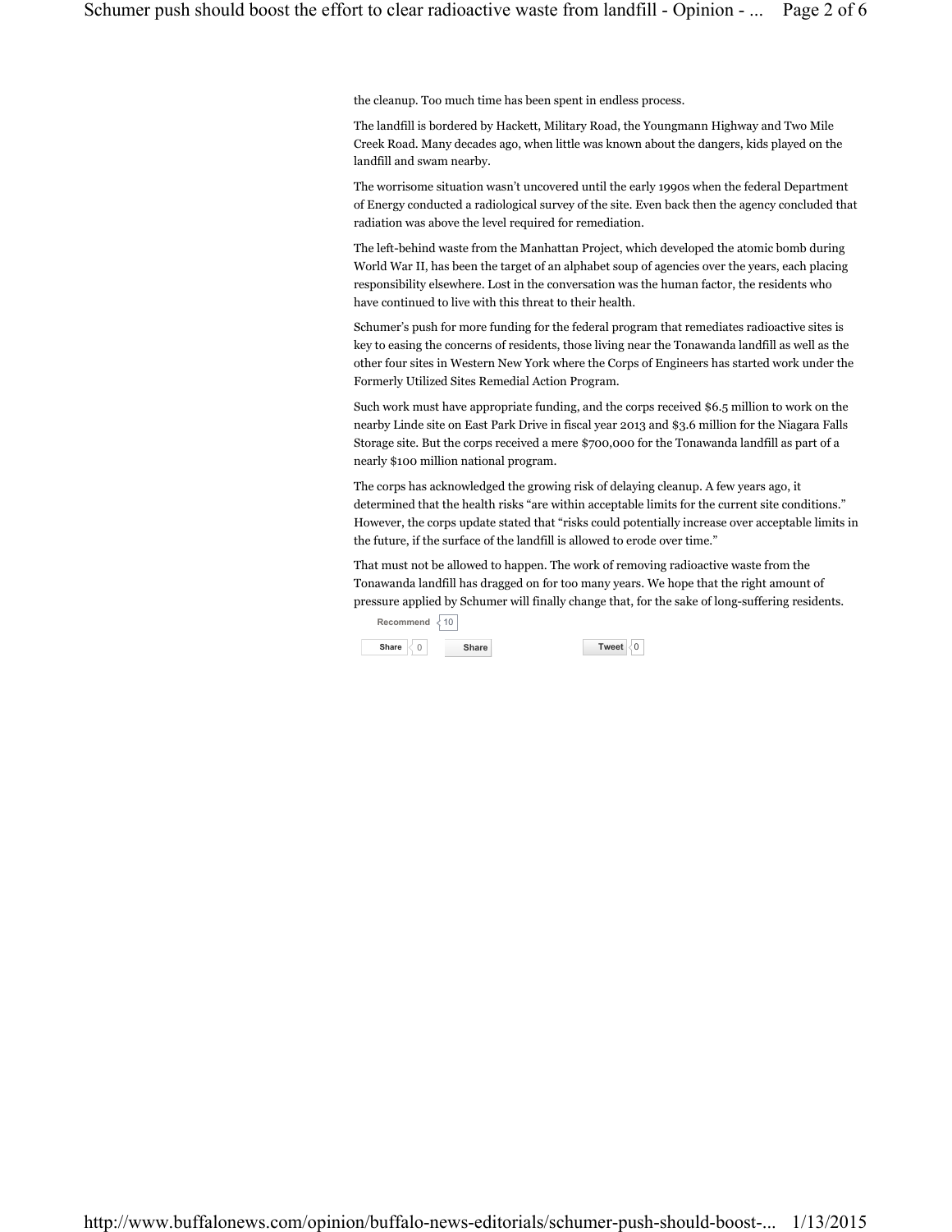the cleanup. Too much time has been spent in endless process.

The landfill is bordered by Hackett, Military Road, the Youngmann Highway and Two Mile Creek Road. Many decades ago, when little was known about the dangers, kids played on the landfill and swam nearby.

The worrisome situation wasn't uncovered until the early 1990s when the federal Department of Energy conducted a radiological survey of the site. Even back then the agency concluded that radiation was above the level required for remediation.

The left-behind waste from the Manhattan Project, which developed the atomic bomb during World War II, has been the target of an alphabet soup of agencies over the years, each placing responsibility elsewhere. Lost in the conversation was the human factor, the residents who have continued to live with this threat to their health.

Schumer's push for more funding for the federal program that remediates radioactive sites is key to easing the concerns of residents, those living near the Tonawanda landfill as well as the other four sites in Western New York where the Corps of Engineers has started work under the Formerly Utilized Sites Remedial Action Program.

Such work must have appropriate funding, and the corps received $6.5 million to work on the nearby Linde site on East Park Drive in fiscal year 2013 and $3.6 million for the Niagara Falls Storage site. But the corps received a mere $700,000 for the Tonawanda landfill as part of a nearly $100 million national program.

The corps has acknowledged the growing risk of delaying cleanup. A few years ago, it determined that the health risks "are within acceptable limits for the current site conditions." However, the corps update stated that "risks could potentially increase over acceptable limits in the future, if the surface of the landfill is allowed to erode over time."

That must not be allowed to happen. The work of removing radioactive waste from the Tonawanda landfill has dragged on for too many years. We hope that the right amount of pressure applied by Schumer will finally change that, for the sake of long-suffering residents.